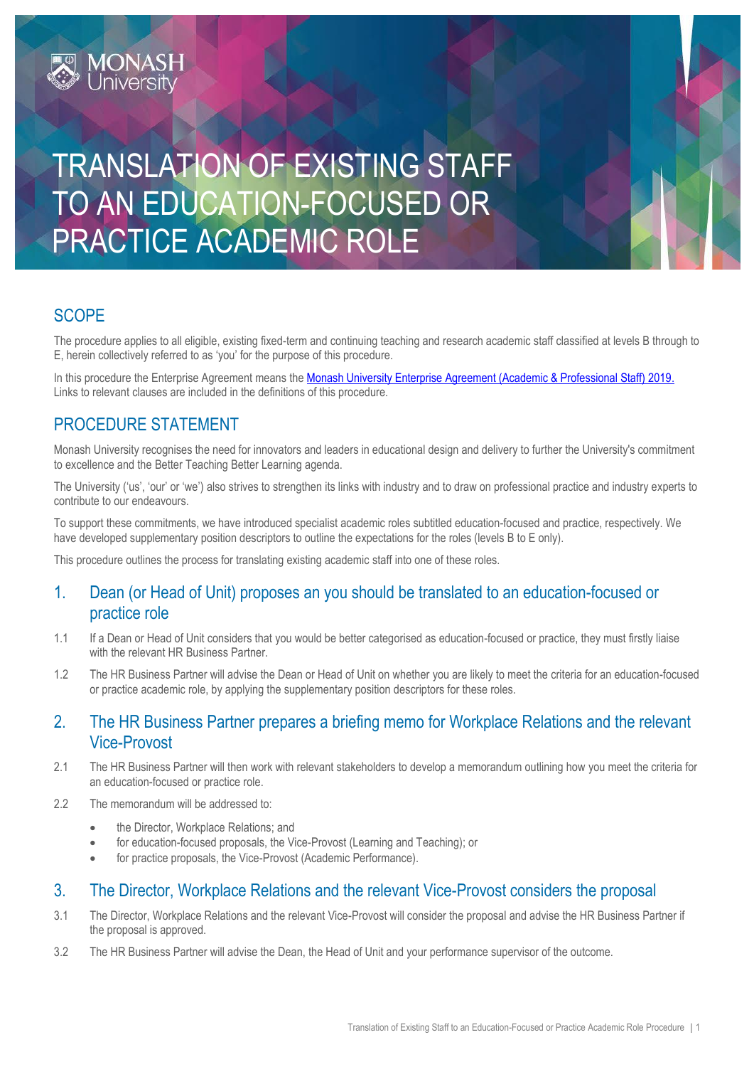# TRANSLATION OF EXISTING STAFF TO AN EDUCATION-FOCUSED OR PRACTICE ACADEMIC ROLE

## SCOPE

The procedure applies to all eligible, existing fixed-term and continuing teaching and research academic staff classified at levels B through to E, herein collectively referred to as 'you' for the purpose of this procedure.

In this procedure the Enterprise Agreement means the Monash University Enterprise Agreement (Academic & Professional Staff) 2019. Links to relevant clauses are included in the definitions of this procedure.

## PROCEDURE STATEMENT

Monash University recognises the need for innovators and leaders in educational design and delivery to further the University's commitment to excellence and the Better Teaching Better Learning agenda.

The University ('us', 'our' or 'we') also strives to strengthen its links with industry and to draw on professional practice and industry experts to contribute to our endeavours.

To support these commitments, we have introduced specialist academic roles subtitled education-focused and practice, respectively. We have developed supplementary position descriptors to outline the expectations for the roles (levels B to E only).

This procedure outlines the process for translating existing academic staff into one of these roles.

## 1. Dean (or Head of Unit) proposes an you should be translated to an education-focused or practice role

1.1 If a Dean or Head of Unit considers that you would be better categorised as education-focused or practice, they must firstly liaise with the relevant HR Business Partner.

1.2 The HR Business Partner will advise the Dean or Head of Unit on whether you are likely to meet the criteria for an education-focused or practice academic role, by applying the supplementary position descriptors for these roles.

## 2. The HR Business Partner prepares a briefing memo for Workplace Relations and the relevant Vice-Provost

2.1 The HR Business Partner will then work with relevant stakeholders to develop a memorandum outlining how you meet the criteria for an education-focused or practice role.

2.2 The memorandum will be addressed to:

- the Director, Workplace Relations; and
- for education-focused proposals, the Vice-Provost (Learning and Teaching); or
- for practice proposals, the Vice-Provost (Academic Performance).

## 3. The Director, Workplace Relations and the relevant Vice-Provost considers the proposal

3.1 The Director, Workplace Relations and the relevant Vice-Provost will consider the proposal and advise the HR Business Partner if the proposal is approved.

3.2 The HR Business Partner will advise the Dean, the Head of Unit and your performance supervisor of the outcome.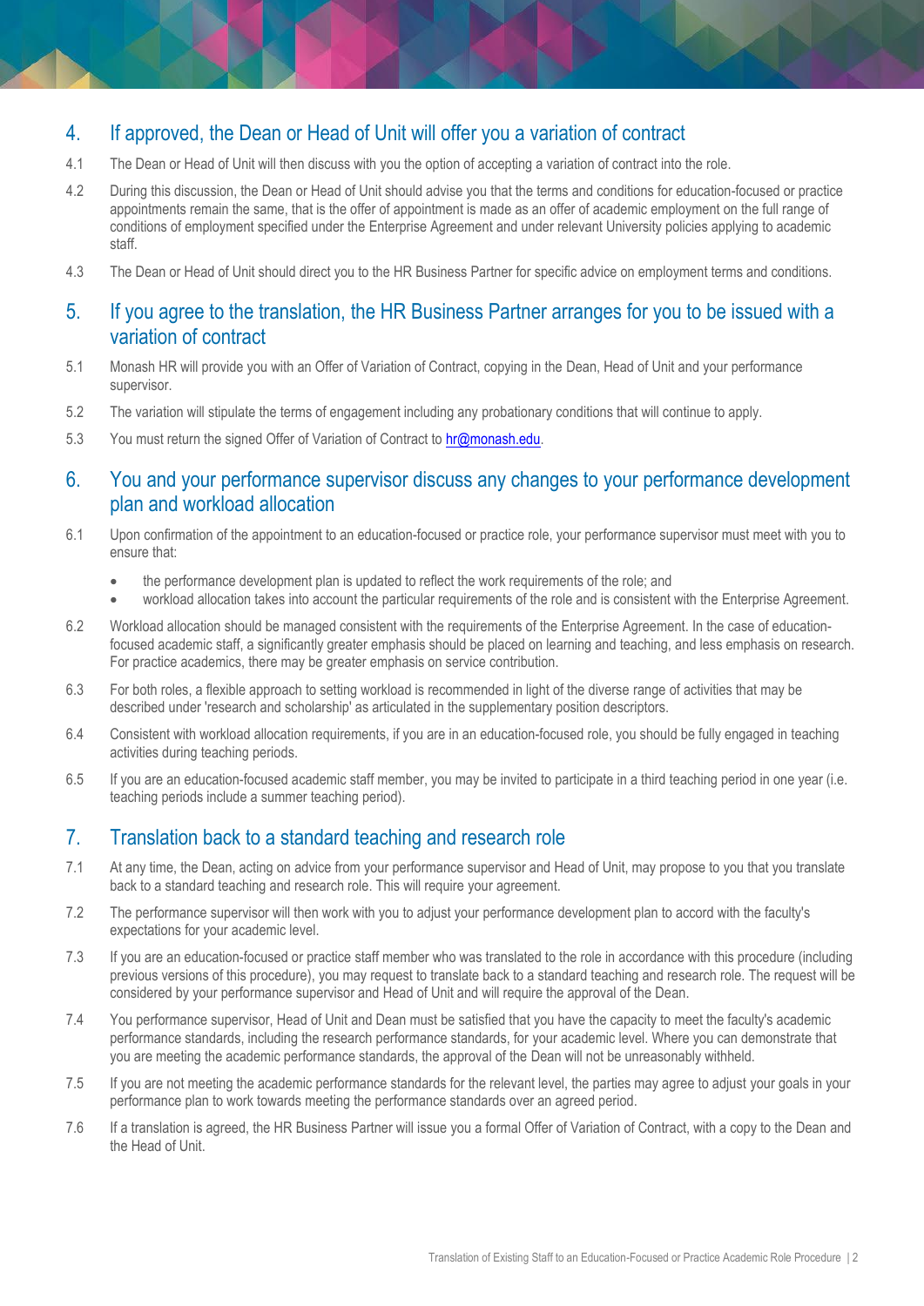## 4. If approved, the Dean or Head of Unit will offer you a variation of contract

4.1 The Dean or Head of Unit will then discuss with you the option of accepting a variation of contract into the role.

4.2 During this discussion, the Dean or Head of Unit should advise you that the terms and conditions for education-focused or practice appointments remain the same, that is the offer of appointment is made as an offer of academic employment on the full range of conditions of employment specified under the Enterprise Agreement and under relevant University policies applying to academic staff.

4.3 The Dean or Head of Unit should direct you to the HR Business Partner for specific advice on employment terms and conditions.

## 5. If you agree to the translation, the HR Business Partner arranges for you to be issued with a variation of contract

5.1 Monash HR will provide you with an Offer of Variation of Contract, copying in the Dean, Head of Unit and your performance supervisor.

5.2 The variation will stipulate the terms of engagement including any probationary conditions that will continue to apply.

5.3 You must return the signed Offer of Variation of Contract to hr@monash.edu.

## 6. You and your performance supervisor discuss any changes to your performance development plan and workload allocation

6.1 Upon confirmation of the appointment to an education-focused or practice role, your performance supervisor must meet with you to ensure that:

- the performance development plan is updated to reflect the work requirements of the role; and
- workload allocation takes into account the particular requirements of the role and is consistent with the Enterprise Agreement.

6.2 Workload allocation should be managed consistent with the requirements of the Enterprise Agreement. In the case of education-focused academic staff, a significantly greater emphasis should be placed on learning and teaching, and less emphasis on research. For practice academics, there may be greater emphasis on service contribution.

6.3 For both roles, a flexible approach to setting workload is recommended in light of the diverse range of activities that may be described under 'research and scholarship' as articulated in the supplementary position descriptors.

6.4 Consistent with workload allocation requirements, if you are in an education-focused role, you should be fully engaged in teaching activities during teaching periods.

6.5 If you are an education-focused academic staff member, you may be invited to participate in a third teaching period in one year (i.e. teaching periods include a summer teaching period).

## 7. Translation back to a standard teaching and research role

7.1 At any time, the Dean, acting on advice from your performance supervisor and Head of Unit, may propose to you that you translate back to a standard teaching and research role. This will require your agreement.

7.2 The performance supervisor will then work with you to adjust your performance development plan to accord with the faculty's expectations for your academic level.

7.3 If you are an education-focused or practice staff member who was translated to the role in accordance with this procedure (including previous versions of this procedure), you may request to translate back to a standard teaching and research role. The request will be considered by your performance supervisor and Head of Unit and will require the approval of the Dean.

7.4 You performance supervisor, Head of Unit and Dean must be satisfied that you have the capacity to meet the faculty's academic performance standards, including the research performance standards, for your academic level. Where you can demonstrate that you are meeting the academic performance standards, the approval of the Dean will not be unreasonably withheld.

7.5 If you are not meeting the academic performance standards for the relevant level, the parties may agree to adjust your goals in your performance plan to work towards meeting the performance standards over an agreed period.

7.6 If a translation is agreed, the HR Business Partner will issue you a formal Offer of Variation of Contract, with a copy to the Dean and the Head of Unit.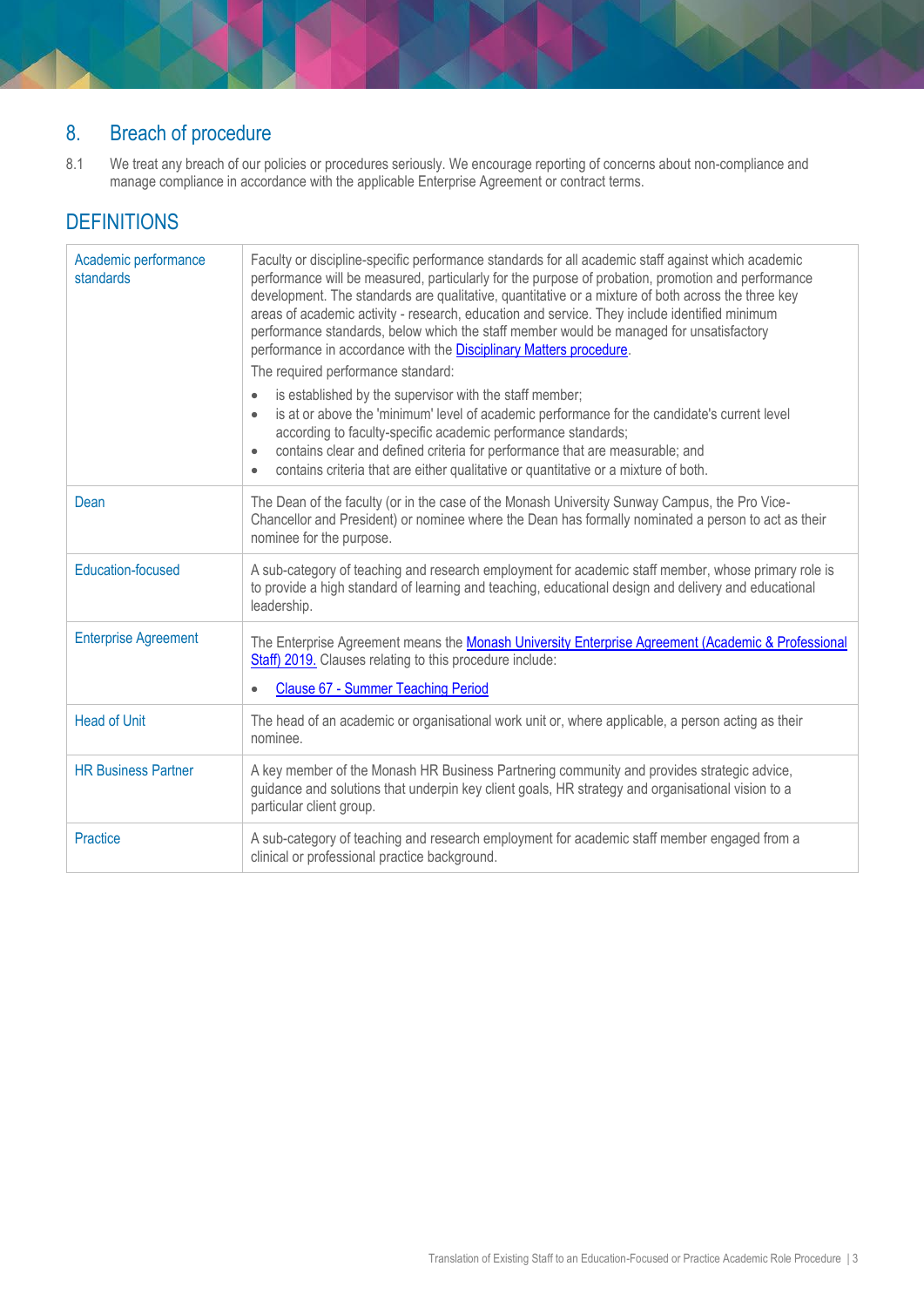## 8. Breach of procedure

8.1 We treat any breach of our policies or procedures seriously. We encourage reporting of concerns about non-compliance and manage compliance in accordance with the applicable Enterprise Agreement or contract terms.

## DEFINITIONS

| | |
|---|---|
| Academic performance standards | Faculty or discipline-specific performance standards for all academic staff against which academic performance will be measured, particularly for the purpose of probation, promotion and performance development. The standards are qualitative, quantitative or a mixture of both across the three key areas of academic activity - research, education and service. They include identified minimum performance standards, below which the staff member would be managed for unsatisfactory performance in accordance with the [Disciplinary Matters procedure](). The required performance standard: <br>• is established by the supervisor with the staff member;<br>• is at or above the 'minimum' level of academic performance for the candidate's current level according to faculty-specific academic performance standards;<br>• contains clear and defined criteria for performance that are measurable; and<br>• contains criteria that are either qualitative or quantitative or a mixture of both. |
| Dean | The Dean of the faculty (or in the case of the Monash University Sunway Campus, the Pro Vice-Chancellor and President) or nominee where the Dean has formally nominated a person to act as their nominee for the purpose. |
| Education-focused | A sub-category of teaching and research employment for academic staff member, whose primary role is to provide a high standard of learning and teaching, educational design and delivery and educational leadership. |
| Enterprise Agreement | The Enterprise Agreement means the [Monash University Enterprise Agreement (Academic & Professional Staff) 2019.]() Clauses relating to this procedure include:<br>• [Clause 67 - Summer Teaching Period]() |
| Head of Unit | The head of an academic or organisational work unit or, where applicable, a person acting as their nominee. |
| HR Business Partner | A key member of the Monash HR Business Partnering community and provides strategic advice, guidance and solutions that underpin key client goals, HR strategy and organisational vision to a particular client group. |
| Practice | A sub-category of teaching and research employment for academic staff member engaged from a clinical or professional practice background. |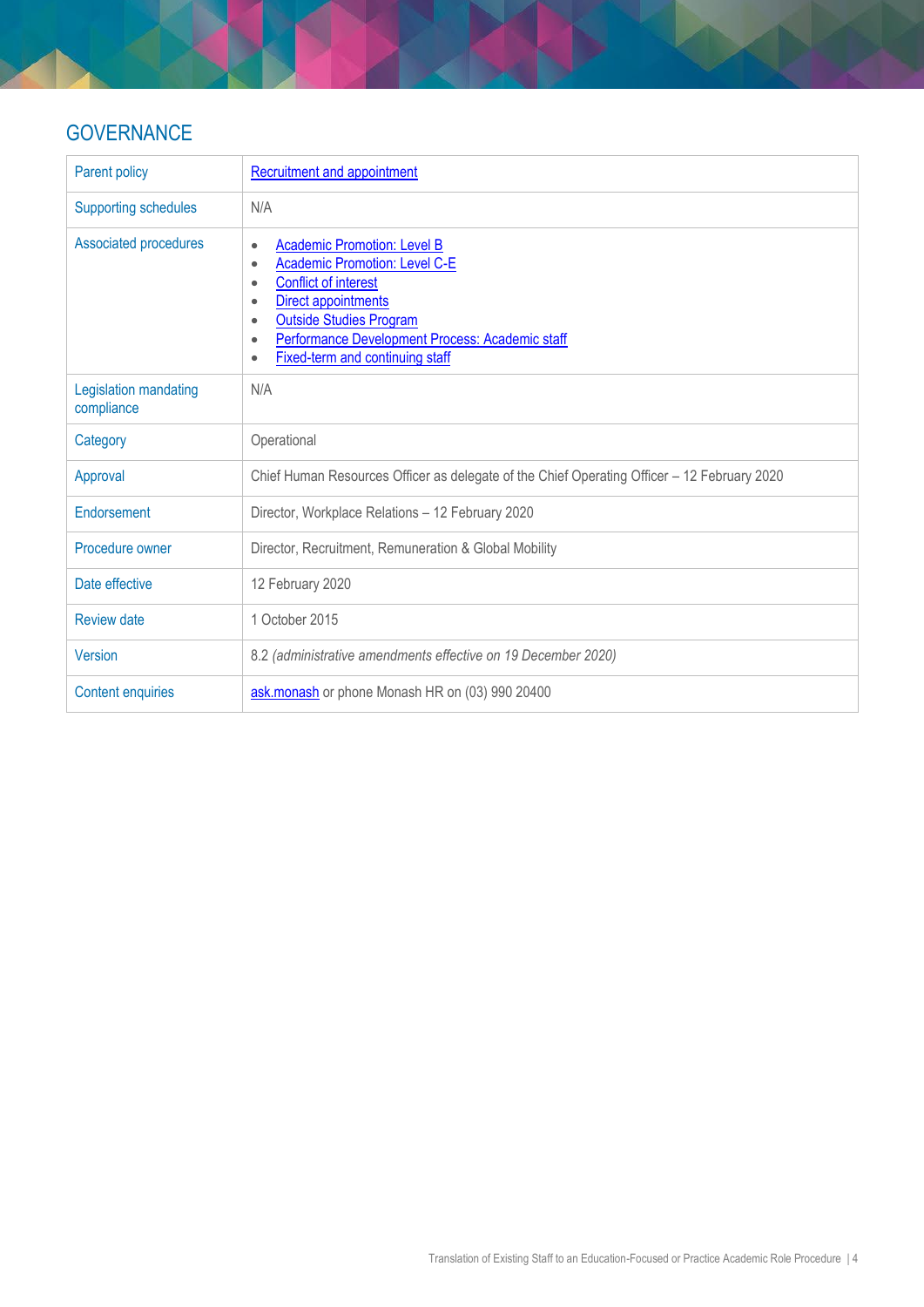## GOVERNANCE

| | |
|---|---|
| Parent policy | [Recruitment and appointment](#) |
| Supporting schedules | N/A |
| Associated procedures | • Academic Promotion: Level B<br>• Academic Promotion: Level C-E<br>• Conflict of interest<br>• Direct appointments<br>• Outside Studies Program<br>• Performance Development Process: Academic staff<br>• Fixed-term and continuing staff |
| Legislation mandating compliance | N/A |
| Category | Operational |
| Approval | Chief Human Resources Officer as delegate of the Chief Operating Officer – 12 February 2020 |
| Endorsement | Director, Workplace Relations – 12 February 2020 |
| Procedure owner | Director, Recruitment, Remuneration & Global Mobility |
| Date effective | 12 February 2020 |
| Review date | 1 October 2015 |
| Version | 8.2 *(administrative amendments effective on 19 December 2020)* |
| Content enquiries | ask.monash or phone Monash HR on (03) 990 20400 |